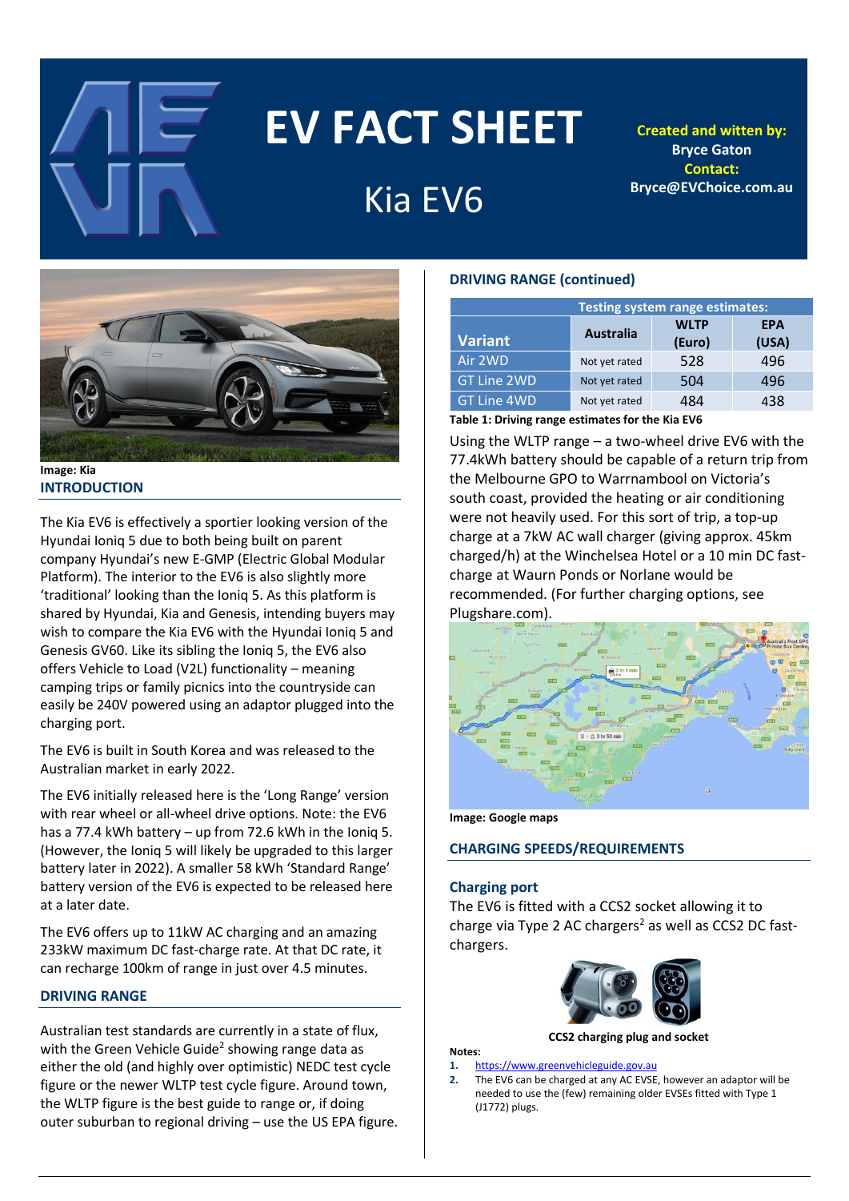# EV FACT SHEET

## Kia EV6

**Created and witten by:**
Bryce Gaton
**Contact:**
Bryce@EVChoice.com.au

Image: Kia

## INTRODUCTION

The Kia EV6 is effectively a sportier looking version of the Hyundai Ioniq 5 due to both being built on parent company Hyundai's new E-GMP (Electric Global Modular Platform). The interior to the EV6 is also slightly more 'traditional' looking than the Ioniq 5. As this platform is shared by Hyundai, Kia and Genesis, intending buyers may wish to compare the Kia EV6 with the Hyundai Ioniq 5 and Genesis GV60. Like its sibling the Ioniq 5, the EV6 also offers Vehicle to Load (V2L) functionality – meaning camping trips or family picnics into the countryside can easily be 240V powered using an adaptor plugged into the charging port.

The EV6 is built in South Korea and was released to the Australian market in early 2022.

The EV6 initially released here is the 'Long Range' version with rear wheel or all-wheel drive options. Note: the EV6 has a 77.4 kWh battery – up from 72.6 kWh in the Ioniq 5. (However, the Ioniq 5 will likely be upgraded to this larger battery later in 2022). A smaller 58 kWh 'Standard Range' battery version of the EV6 is expected to be released here at a later date.

The EV6 offers up to 11kW AC charging and an amazing 233kW maximum DC fast-charge rate. At that DC rate, it can recharge 100km of range in just over 4.5 minutes.

## DRIVING RANGE

Australian test standards are currently in a state of flux, with the Green Vehicle Guide[1] showing range data as either the old (and highly over optimistic) NEDC test cycle figure or the newer WLTP test cycle figure. Around town, the WLTP figure is the best guide to range or, if doing outer suburban to regional driving – use the US EPA figure.

## DRIVING RANGE (continued)

| Variant | Testing system range estimates: | | |
|---|---|---|---|
| | Australia | WLTP (Euro) | EPA (USA) |
| Air 2WD | Not yet rated | 528 | 496 |
| GT Line 2WD | Not yet rated | 504 | 496 |
| GT Line 4WD | Not yet rated | 484 | 438 |

**Table 1: Driving range estimates for the Kia EV6**

Using the WLTP range – a two-wheel drive EV6 with the 77.4kWh battery should be capable of a return trip from the Melbourne GPO to Warrnambool on Victoria's south coast, provided the heating or air conditioning were not heavily used. For this sort of trip, a top-up charge at a 7kW AC wall charger (giving approx. 45km charged/h) at the Winchelsea Hotel or a 10 min DC fast-charge at Waurn Ponds or Norlane would be recommended. (For further charging options, see Plugshare.com).

Image: Google maps

## CHARGING SPEEDS/REQUIREMENTS

### Charging port

The EV6 is fitted with a CCS2 socket allowing it to charge via Type 2 AC chargers[2] as well as CCS2 DC fast-chargers.

**CCS2 charging plug and socket**

**Notes:**

1. https://www.greenvehicleguide.gov.au
2. The EV6 can be charged at any AC EVSE, however an adaptor will be needed to use the (few) remaining older EVSEs fitted with Type 1 (J1772) plugs.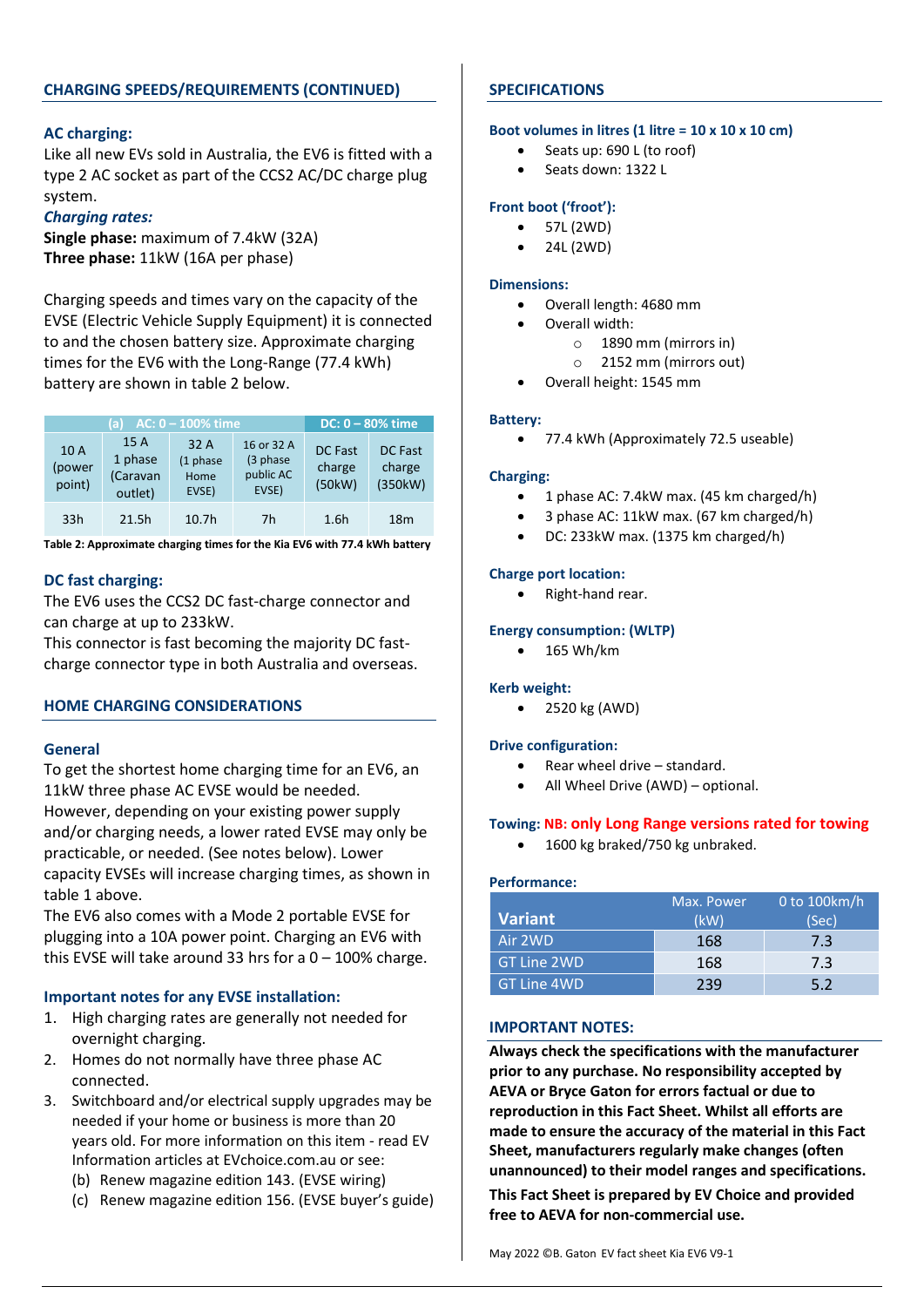## CHARGING SPEEDS/REQUIREMENTS (CONTINUED)

### AC charging:

Like all new EVs sold in Australia, the EV6 is fitted with a type 2 AC socket as part of the CCS2 AC/DC charge plug system.

***Charging rates:***

**Single phase:** maximum of 7.4kW (32A)
**Three phase:** 11kW (16A per phase)

Charging speeds and times vary on the capacity of the EVSE (Electric Vehicle Supply Equipment) it is connected to and the chosen battery size. Approximate charging times for the EV6 with the Long-Range (77.4 kWh) battery are shown in table 2 below.

| (a) AC: 0 – 100% time | | | | DC: 0 – 80% time | |
|---|---|---|---|---|---|
| 10 A (power point) | 15 A 1 phase (Caravan outlet) | 32 A (1 phase Home EVSE) | 16 or 32 A (3 phase public AC EVSE) | DC Fast charge (50kW) | DC Fast charge (350kW) |
| 33h | 21.5h | 10.7h | 7h | 1.6h | 18m |

**Table 2: Approximate charging times for the Kia EV6 with 77.4 kWh battery**

### DC fast charging:

The EV6 uses the CCS2 DC fast-charge connector and can charge at up to 233kW.
This connector is fast becoming the majority DC fast-charge connector type in both Australia and overseas.

## HOME CHARGING CONSIDERATIONS

### General

To get the shortest home charging time for an EV6, an 11kW three phase AC EVSE would be needed. However, depending on your existing power supply and/or charging needs, a lower rated EVSE may only be practicable, or needed. (See notes below). Lower capacity EVSEs will increase charging times, as shown in table 1 above.
The EV6 also comes with a Mode 2 portable EVSE for plugging into a 10A power point. Charging an EV6 with this EVSE will take around 33 hrs for a 0 – 100% charge.

### Important notes for any EVSE installation:

1. High charging rates are generally not needed for overnight charging.
2. Homes do not normally have three phase AC connected.
3. Switchboard and/or electrical supply upgrades may be needed if your home or business is more than 20 years old. For more information on this item - read EV Information articles at EVchoice.com.au or see:
   (b) Renew magazine edition 143. (EVSE wiring)
   (c) Renew magazine edition 156. (EVSE buyer's guide)

## SPECIFICATIONS

### Boot volumes in litres (1 litre = 10 x 10 x 10 cm)

- Seats up: 690 L (to roof)
- Seats down: 1322 L

### Front boot ('froot'):

- 57L (2WD)
- 24L (2WD)

### Dimensions:

- Overall length: 4680 mm
- Overall width:
  - 1890 mm (mirrors in)
  - 2152 mm (mirrors out)
- Overall height: 1545 mm

### Battery:

- 77.4 kWh (Approximately 72.5 useable)

### Charging:

- 1 phase AC: 7.4kW max. (45 km charged/h)
- 3 phase AC: 11kW max. (67 km charged/h)
- DC: 233kW max. (1375 km charged/h)

### Charge port location:

- Right-hand rear.

### Energy consumption: (WLTP)

- 165 Wh/km

### Kerb weight:

- 2520 kg (AWD)

### Drive configuration:

- Rear wheel drive – standard.
- All Wheel Drive (AWD) – optional.

### Towing: NB: only Long Range versions rated for towing

- 1600 kg braked/750 kg unbraked.

### Performance:

| Variant | Max. Power (kW) | 0 to 100km/h (Sec) |
|---|---|---|
| Air 2WD | 168 | 7.3 |
| GT Line 2WD | 168 | 7.3 |
| GT Line 4WD | 239 | 5.2 |

## IMPORTANT NOTES:

**Always check the specifications with the manufacturer prior to any purchase. No responsibility accepted by AEVA or Bryce Gaton for errors factual or due to reproduction in this Fact Sheet. Whilst all efforts are made to ensure the accuracy of the material in this Fact Sheet, manufacturers regularly make changes (often unannounced) to their model ranges and specifications.**

**This Fact Sheet is prepared by EV Choice and provided free to AEVA for non-commercial use.**

May 2022 ©B. Gaton EV fact sheet Kia EV6 V9-1